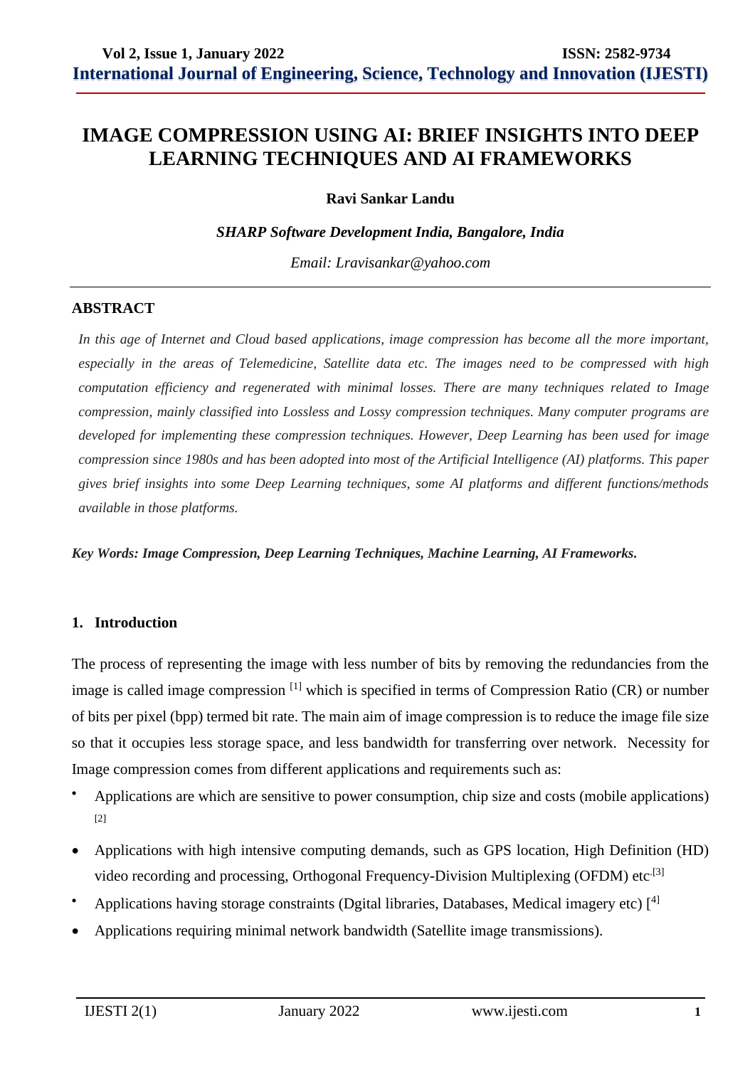# IMAGE COMPRESSION USING AI: BRIEF INSIGHTS INTO DEEP LEARNING TECHNIQUES AND AI FRAMEWORKS

**Ravi Sankar Landu**

*SHARP Software Development India, Bangalore, India*

*Email: Lravisankar@yahoo.com*

---

## ABSTRACT

*In this age of Internet and Cloud based applications, image compression has become all the more important, especially in the areas of Telemedicine, Satellite data etc. The images need to be compressed with high computation efficiency and regenerated with minimal losses. There are many techniques related to Image compression, mainly classified into Lossless and Lossy compression techniques. Many computer programs are developed for implementing these compression techniques. However, Deep Learning has been used for image compression since 1980s and has been adopted into most of the Artificial Intelligence (AI) platforms. This paper gives brief insights into some Deep Learning techniques, some AI platforms and different functions/methods available in those platforms.*

***Key Words: Image Compression, Deep Learning Techniques, Machine Learning, AI Frameworks.***

## 1. Introduction

The process of representing the image with less number of bits by removing the redundancies from the image is called image compression [1] which is specified in terms of Compression Ratio (CR) or number of bits per pixel (bpp) termed bit rate. The main aim of image compression is to reduce the image file size so that it occupies less storage space, and less bandwidth for transferring over network. Necessity for Image compression comes from different applications and requirements such as:

- Applications are which are sensitive to power consumption, chip size and costs (mobile applications) [2]
- Applications with high intensive computing demands, such as GPS location, High Definition (HD) video recording and processing, Orthogonal Frequency-Division Multiplexing (OFDM) etc.[3]
- Applications having storage constraints (Dgital libraries, Databases, Medical imagery etc) [4]
- Applications requiring minimal network bandwidth (Satellite image transmissions).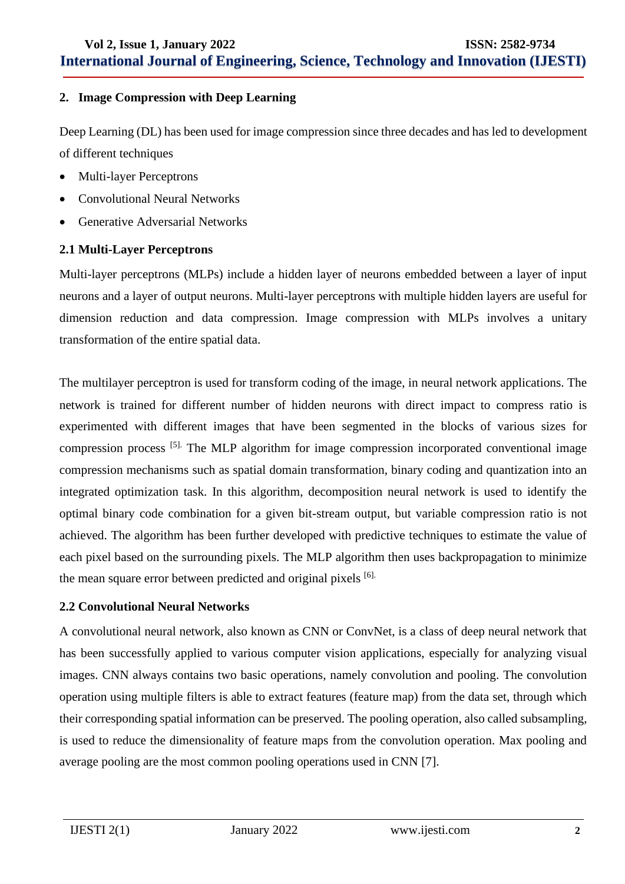## 2. Image Compression with Deep Learning

Deep Learning (DL) has been used for image compression since three decades and has led to development of different techniques

- Multi-layer Perceptrons
- Convolutional Neural Networks
- Generative Adversarial Networks

### 2.1 Multi-Layer Perceptrons

Multi-layer perceptrons (MLPs) include a hidden layer of neurons embedded between a layer of input neurons and a layer of output neurons. Multi-layer perceptrons with multiple hidden layers are useful for dimension reduction and data compression. Image compression with MLPs involves a unitary transformation of the entire spatial data.

The multilayer perceptron is used for transform coding of the image, in neural network applications. The network is trained for different number of hidden neurons with direct impact to compress ratio is experimented with different images that have been segmented in the blocks of various sizes for compression process [5]. The MLP algorithm for image compression incorporated conventional image compression mechanisms such as spatial domain transformation, binary coding and quantization into an integrated optimization task. In this algorithm, decomposition neural network is used to identify the optimal binary code combination for a given bit-stream output, but variable compression ratio is not achieved. The algorithm has been further developed with predictive techniques to estimate the value of each pixel based on the surrounding pixels. The MLP algorithm then uses backpropagation to minimize the mean square error between predicted and original pixels [6].

### 2.2 Convolutional Neural Networks

A convolutional neural network, also known as CNN or ConvNet, is a class of deep neural network that has been successfully applied to various computer vision applications, especially for analyzing visual images. CNN always contains two basic operations, namely convolution and pooling. The convolution operation using multiple filters is able to extract features (feature map) from the data set, through which their corresponding spatial information can be preserved. The pooling operation, also called subsampling, is used to reduce the dimensionality of feature maps from the convolution operation. Max pooling and average pooling are the most common pooling operations used in CNN [7].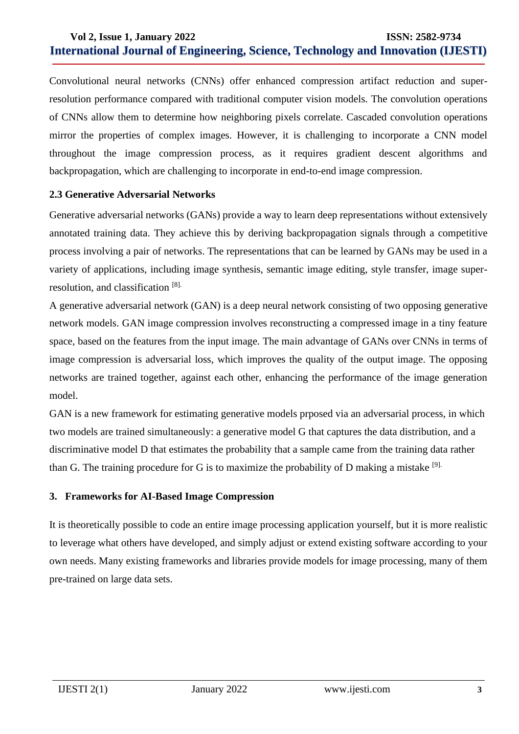Convolutional neural networks (CNNs) offer enhanced compression artifact reduction and super-resolution performance compared with traditional computer vision models. The convolution operations of CNNs allow them to determine how neighboring pixels correlate. Cascaded convolution operations mirror the properties of complex images. However, it is challenging to incorporate a CNN model throughout the image compression process, as it requires gradient descent algorithms and backpropagation, which are challenging to incorporate in end-to-end image compression.

### 2.3 Generative Adversarial Networks

Generative adversarial networks (GANs) provide a way to learn deep representations without extensively annotated training data. They achieve this by deriving backpropagation signals through a competitive process involving a pair of networks. The representations that can be learned by GANs may be used in a variety of applications, including image synthesis, semantic image editing, style transfer, image super-resolution, and classification [8].

A generative adversarial network (GAN) is a deep neural network consisting of two opposing generative network models. GAN image compression involves reconstructing a compressed image in a tiny feature space, based on the features from the input image. The main advantage of GANs over CNNs in terms of image compression is adversarial loss, which improves the quality of the output image. The opposing networks are trained together, against each other, enhancing the performance of the image generation model.

GAN is a new framework for estimating generative models prposed via an adversarial process, in which two models are trained simultaneously: a generative model G that captures the data distribution, and a discriminative model D that estimates the probability that a sample came from the training data rather than G. The training procedure for G is to maximize the probability of D making a mistake [9].

## 3. Frameworks for AI-Based Image Compression

It is theoretically possible to code an entire image processing application yourself, but it is more realistic to leverage what others have developed, and simply adjust or extend existing software according to your own needs. Many existing frameworks and libraries provide models for image processing, many of them pre-trained on large data sets.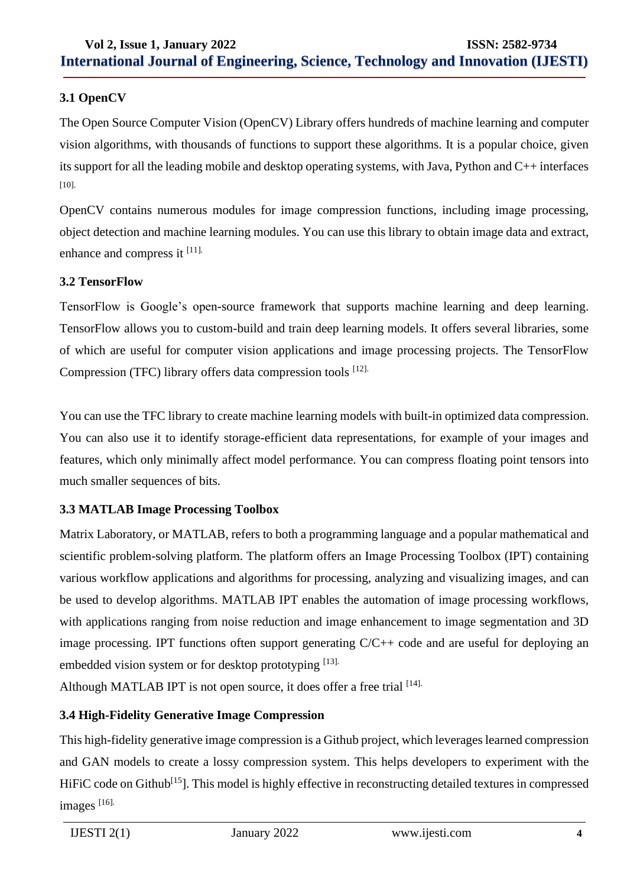### 3.1 OpenCV

The Open Source Computer Vision (OpenCV) Library offers hundreds of machine learning and computer vision algorithms, with thousands of functions to support these algorithms. It is a popular choice, given its support for all the leading mobile and desktop operating systems, with Java, Python and C++ interfaces [10].

OpenCV contains numerous modules for image compression functions, including image processing, object detection and machine learning modules. You can use this library to obtain image data and extract, enhance and compress it [11].

### 3.2 TensorFlow

TensorFlow is Google's open-source framework that supports machine learning and deep learning. TensorFlow allows you to custom-build and train deep learning models. It offers several libraries, some of which are useful for computer vision applications and image processing projects. The TensorFlow Compression (TFC) library offers data compression tools [12].

You can use the TFC library to create machine learning models with built-in optimized data compression. You can also use it to identify storage-efficient data representations, for example of your images and features, which only minimally affect model performance. You can compress floating point tensors into much smaller sequences of bits.

### 3.3 MATLAB Image Processing Toolbox

Matrix Laboratory, or MATLAB, refers to both a programming language and a popular mathematical and scientific problem-solving platform. The platform offers an Image Processing Toolbox (IPT) containing various workflow applications and algorithms for processing, analyzing and visualizing images, and can be used to develop algorithms. MATLAB IPT enables the automation of image processing workflows, with applications ranging from noise reduction and image enhancement to image segmentation and 3D image processing. IPT functions often support generating C/C++ code and are useful for deploying an embedded vision system or for desktop prototyping [13].

Although MATLAB IPT is not open source, it does offer a free trial [14].

### 3.4 High-Fidelity Generative Image Compression

This high-fidelity generative image compression is a Github project, which leverages learned compression and GAN models to create a lossy compression system. This helps developers to experiment with the HiFiC code on Github[15]. This model is highly effective in reconstructing detailed textures in compressed images [16].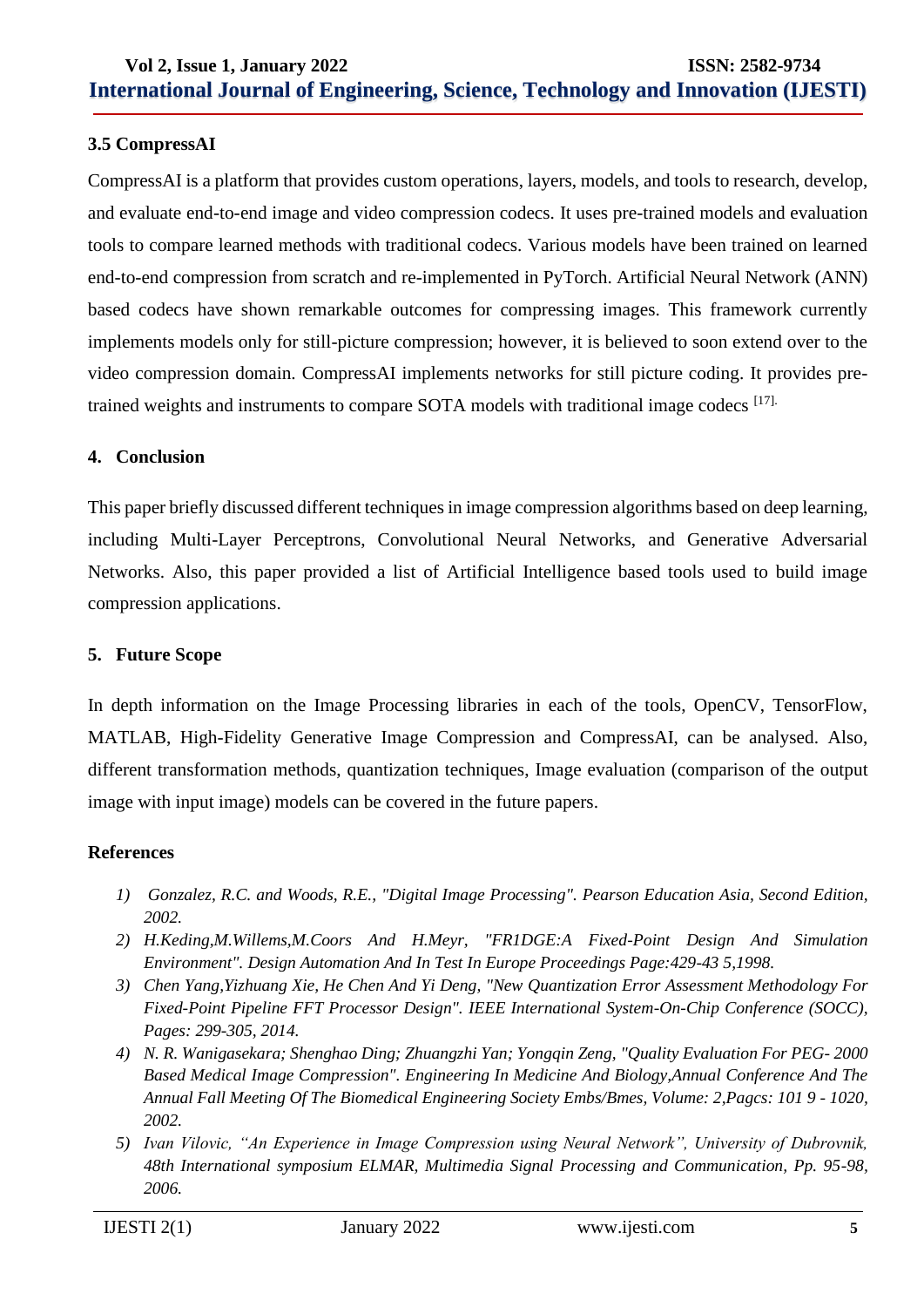### 3.5 CompressAI

CompressAI is a platform that provides custom operations, layers, models, and tools to research, develop, and evaluate end-to-end image and video compression codecs. It uses pre-trained models and evaluation tools to compare learned methods with traditional codecs. Various models have been trained on learned end-to-end compression from scratch and re-implemented in PyTorch. Artificial Neural Network (ANN) based codecs have shown remarkable outcomes for compressing images. This framework currently implements models only for still-picture compression; however, it is believed to soon extend over to the video compression domain. CompressAI implements networks for still picture coding. It provides pre-trained weights and instruments to compare SOTA models with traditional image codecs [17].

## 4. Conclusion

This paper briefly discussed different techniques in image compression algorithms based on deep learning, including Multi-Layer Perceptrons, Convolutional Neural Networks, and Generative Adversarial Networks. Also, this paper provided a list of Artificial Intelligence based tools used to build image compression applications.

## 5. Future Scope

In depth information on the Image Processing libraries in each of the tools, OpenCV, TensorFlow, MATLAB, High-Fidelity Generative Image Compression and CompressAI, can be analysed. Also, different transformation methods, quantization techniques, Image evaluation (comparison of the output image with input image) models can be covered in the future papers.

## References

1) *Gonzalez, R.C. and Woods, R.E., "Digital Image Processing". Pearson Education Asia, Second Edition, 2002.*
2) *H.Keding,M.Willems,M.Coors And H.Meyr, "FR1DGE:A Fixed-Point Design And Simulation Environment". Design Automation And In Test In Europe Proceedings Page:429-43 5,1998.*
3) *Chen Yang,Yizhuang Xie, He Chen And Yi Deng, "New Quantization Error Assessment Methodology For Fixed-Point Pipeline FFT Processor Design". IEEE International System-On-Chip Conference (SOCC), Pages: 299-305, 2014.*
4) *N. R. Wanigasekara; Shenghao Ding; Zhuangzhi Yan; Yongqin Zeng, "Quality Evaluation For PEG- 2000 Based Medical Image Compression". Engineering In Medicine And Biology,Annual Conference And The Annual Fall Meeting Of The Biomedical Engineering Society Embs/Bmes, Volume: 2,Pagcs: 101 9 - 1020, 2002.*
5) *Ivan Vilovic, "An Experience in Image Compression using Neural Network", University of Dubrovnik, 48th International symposium ELMAR, Multimedia Signal Processing and Communication, Pp. 95-98, 2006.*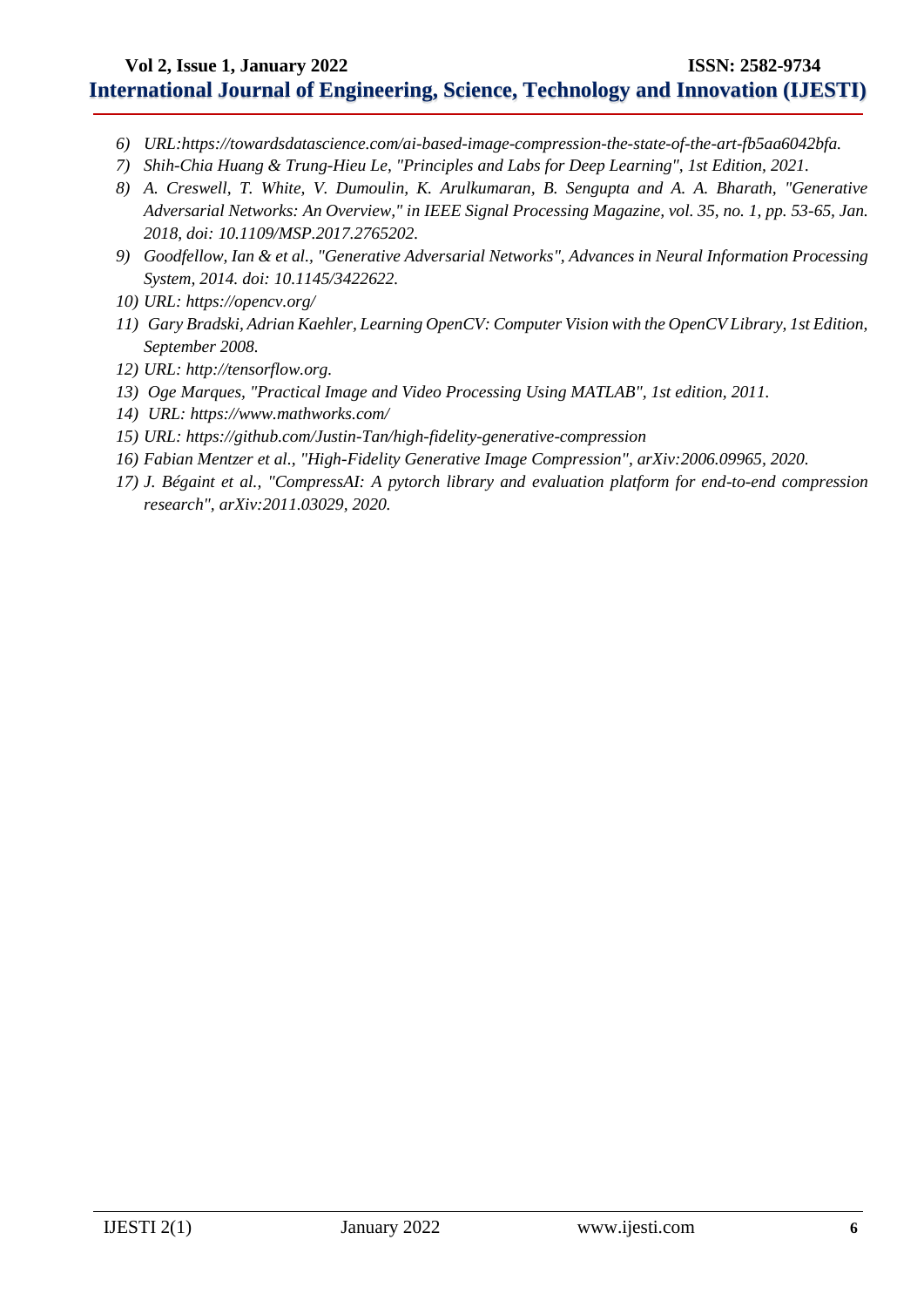6) *URL:https://towardsdatascience.com/ai-based-image-compression-the-state-of-the-art-fb5aa6042bfa.*
7) *Shih-Chia Huang & Trung-Hieu Le, "Principles and Labs for Deep Learning", 1st Edition, 2021.*
8) *A. Creswell, T. White, V. Dumoulin, K. Arulkumaran, B. Sengupta and A. A. Bharath, "Generative Adversarial Networks: An Overview," in IEEE Signal Processing Magazine, vol. 35, no. 1, pp. 53-65, Jan. 2018, doi: 10.1109/MSP.2017.2765202.*
9) *Goodfellow, Ian & et al., "Generative Adversarial Networks", Advances in Neural Information Processing System, 2014. doi: 10.1145/3422622.*
10) *URL: https://opencv.org/*
11) *Gary Bradski, Adrian Kaehler, Learning OpenCV: Computer Vision with the OpenCV Library, 1st Edition, September 2008.*
12) *URL: http://tensorflow.org.*
13) *Oge Marques, "Practical Image and Video Processing Using MATLAB", 1st edition, 2011.*
14) *URL: https://www.mathworks.com/*
15) *URL: https://github.com/Justin-Tan/high-fidelity-generative-compression*
16) *Fabian Mentzer et al., "High-Fidelity Generative Image Compression", arXiv:2006.09965, 2020.*
17) *J. Bégaint et al., "CompressAI: A pytorch library and evaluation platform for end-to-end compression research", arXiv:2011.03029, 2020.*